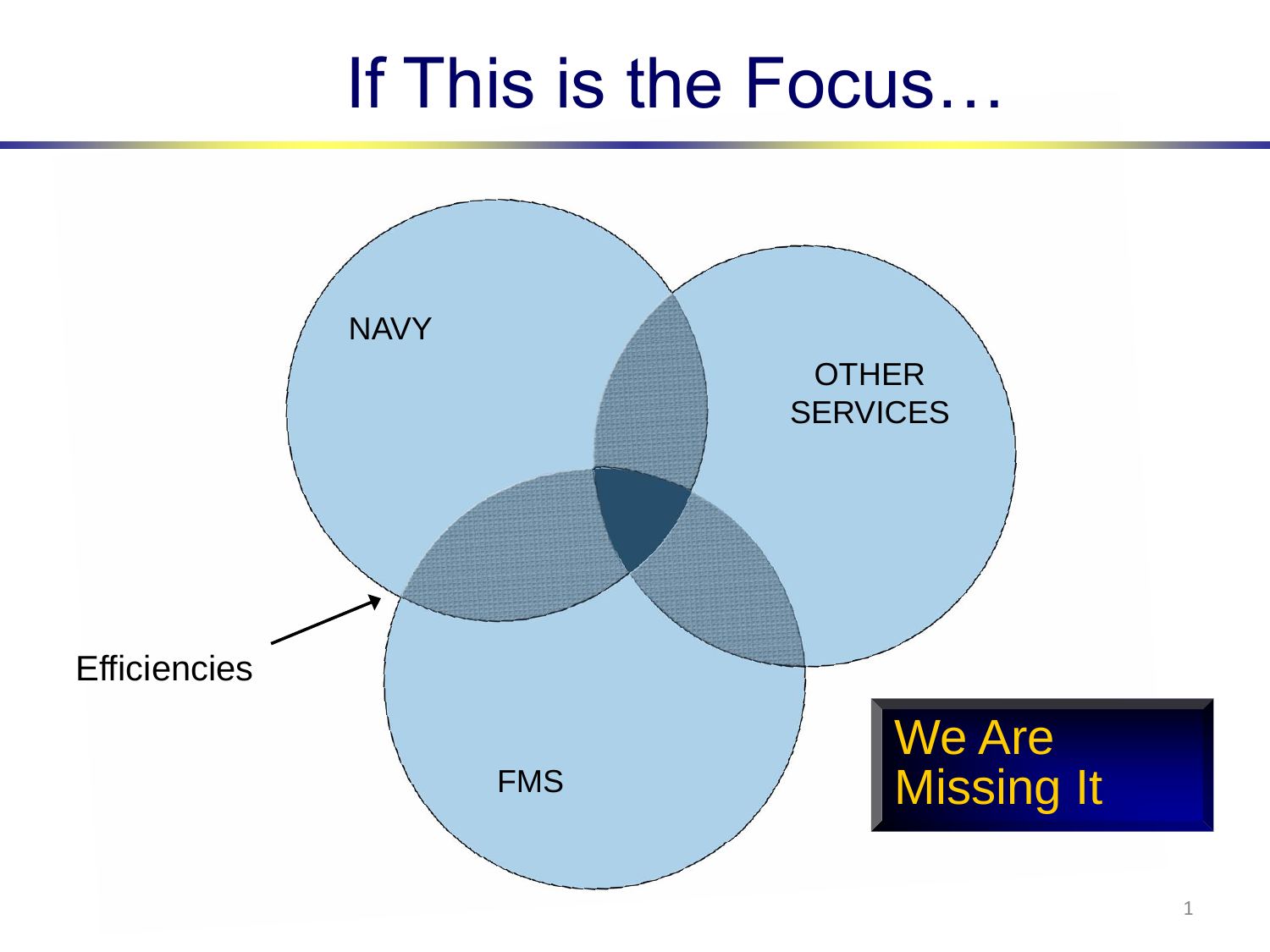# If This is the Focus…

NAVY

OTHER SERVICES

FMS

Efficiencies

We Are Missing It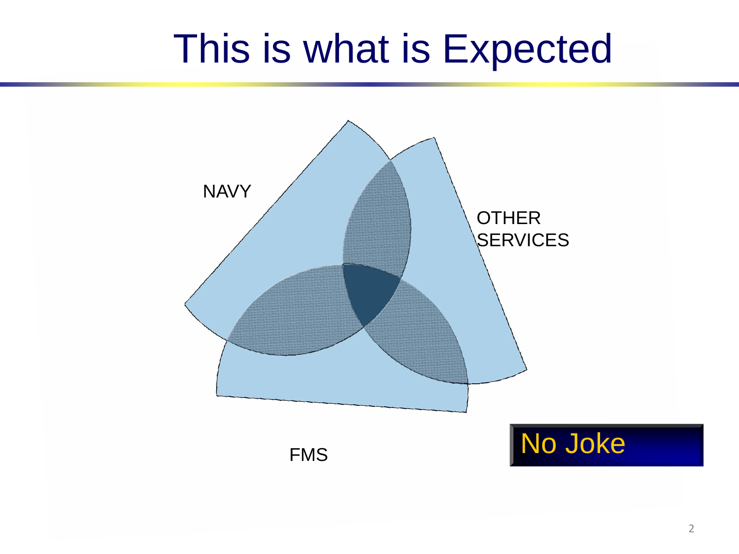# This is what is Expected

NAVY

OTHER SERVICES

FMS

No Joke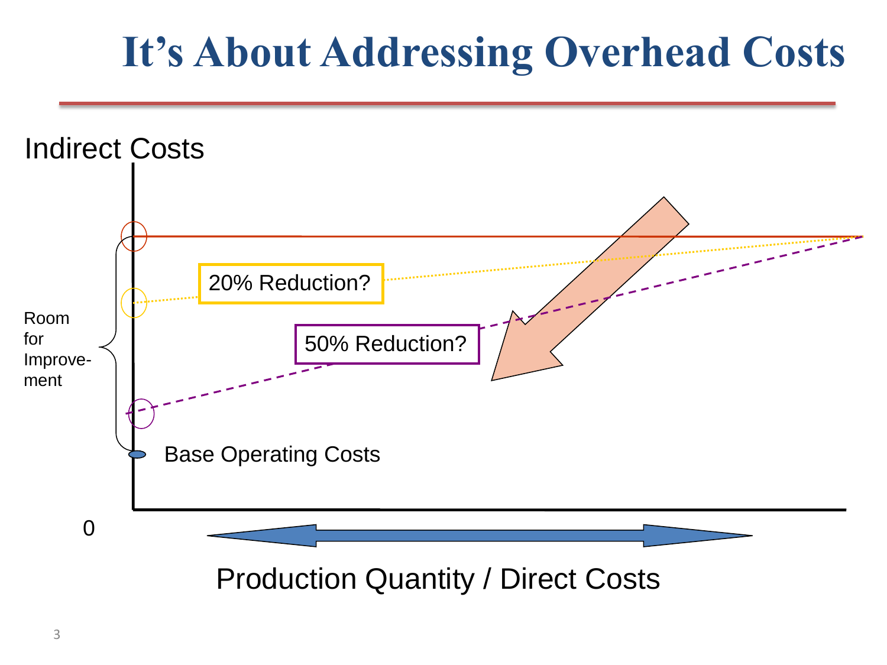# It's About Addressing Overhead Costs

Indirect Costs

20% Reduction?

50% Reduction?

Room for Improvement

Base Operating Costs

0

Production Quantity / Direct Costs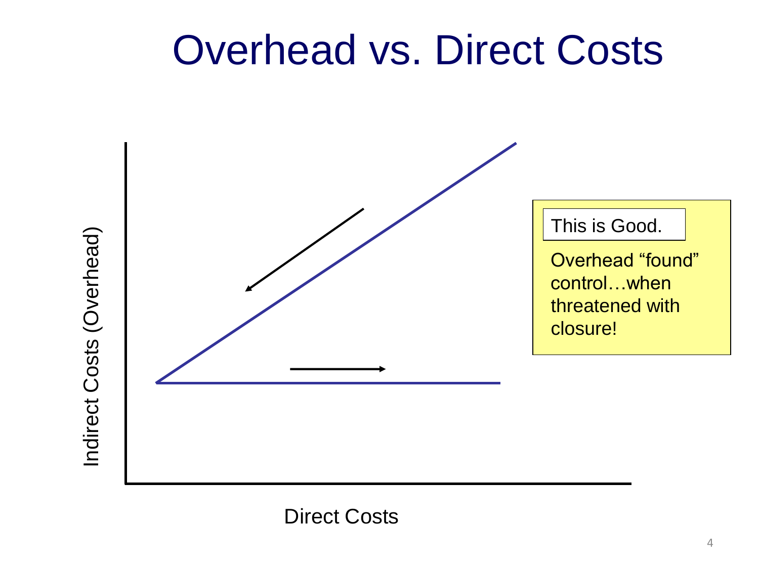# Overhead vs. Direct Costs

Indirect Costs (Overhead)

Direct Costs

This is Good.

Overhead "found" control…when threatened with closure!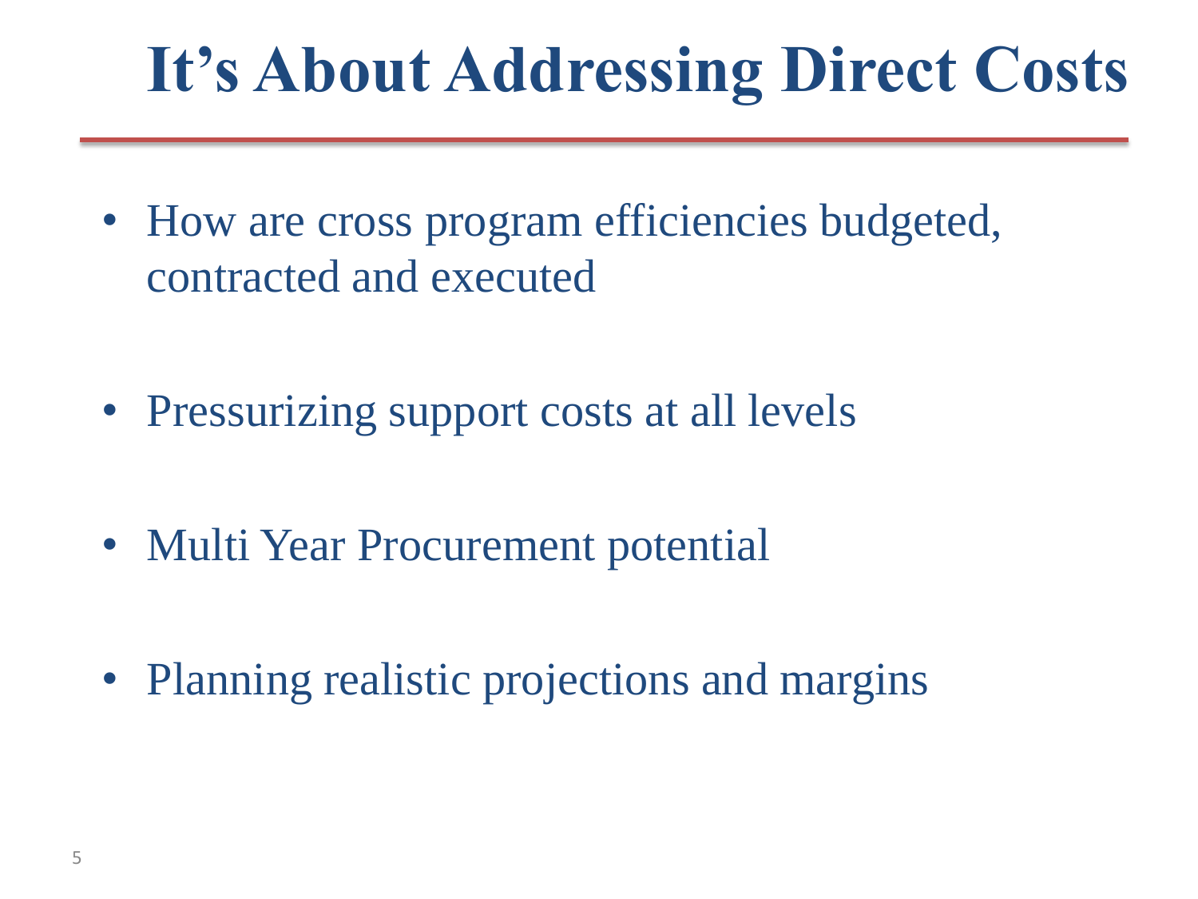# It's About Addressing Direct Costs

- How are cross program efficiencies budgeted, contracted and executed
- Pressurizing support costs at all levels
- Multi Year Procurement potential
- Planning realistic projections and margins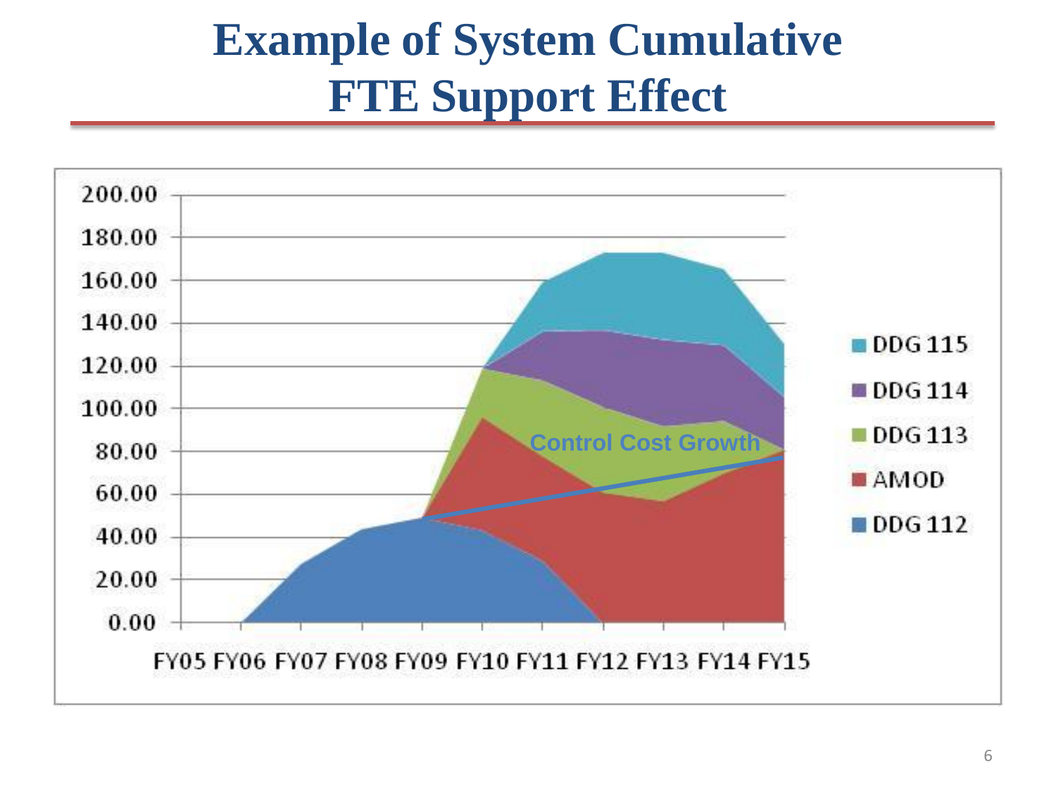# Example of System Cumulative FTE Support Effect

200.00
180.00
160.00
140.00
120.00
100.00
80.00
60.00
40.00
20.00
0.00

FY05 FY06 FY07 FY08 FY09 FY10 FY11 FY12 FY13 FY14 FY15

Control Cost Growth

- DDG 115
- DDG 114
- DDG 113
- AMOD
- DDG 112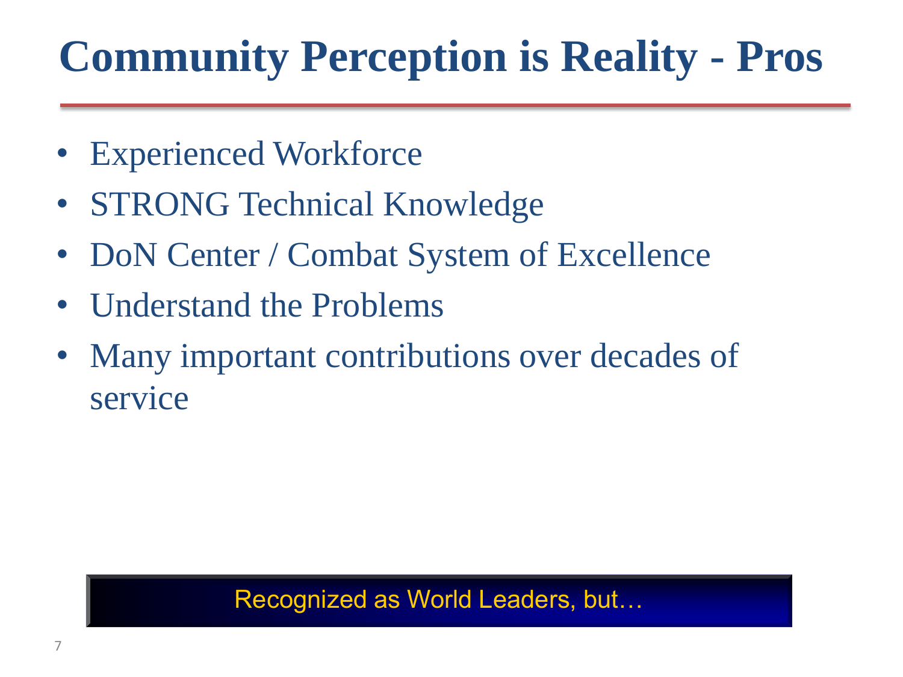# Community Perception is Reality - Pros

- Experienced Workforce
- STRONG Technical Knowledge
- DoN Center / Combat System of Excellence
- Understand the Problems
- Many important contributions over decades of service

Recognized as World Leaders, but…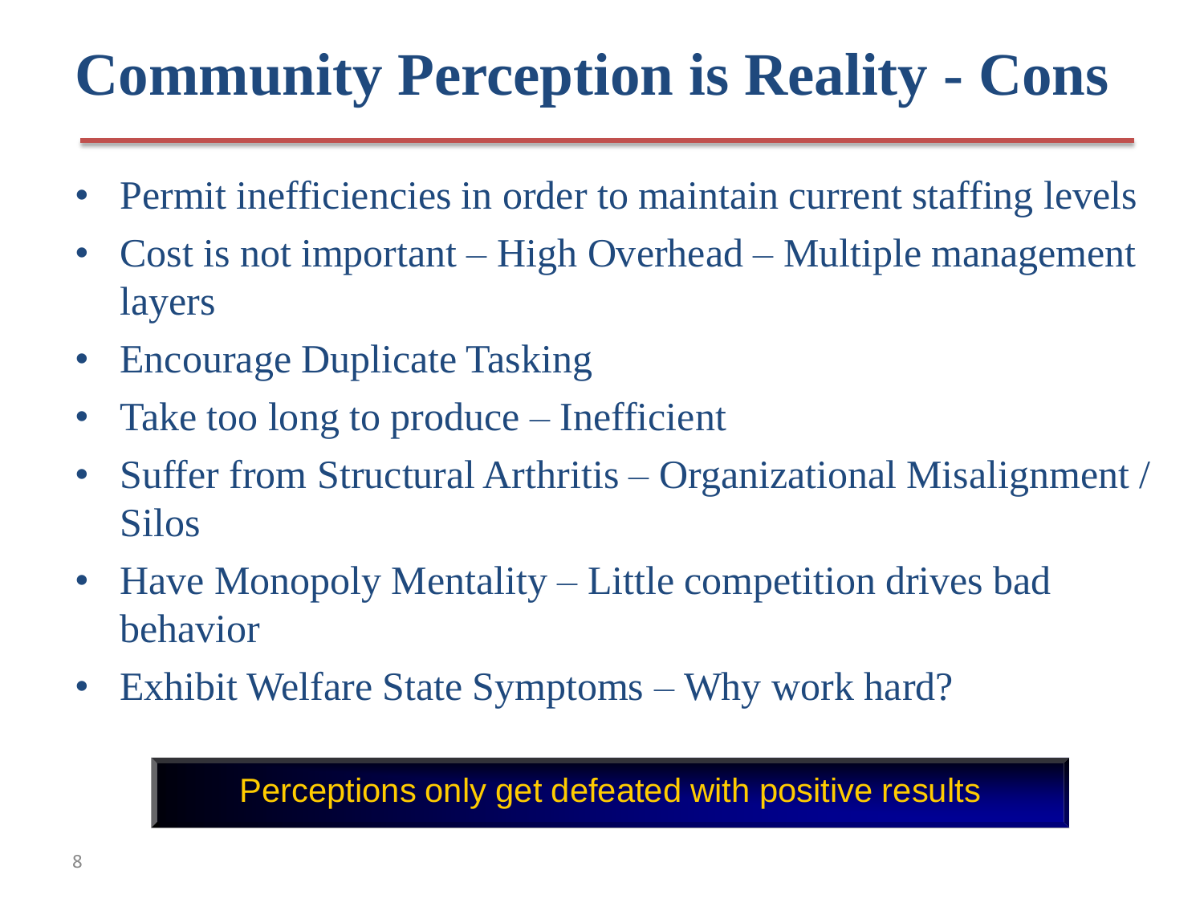# Community Perception is Reality - Cons

- Permit inefficiencies in order to maintain current staffing levels
- Cost is not important – High Overhead – Multiple management layers
- Encourage Duplicate Tasking
- Take too long to produce – Inefficient
- Suffer from Structural Arthritis – Organizational Misalignment / Silos
- Have Monopoly Mentality – Little competition drives bad behavior
- Exhibit Welfare State Symptoms – Why work hard?

Perceptions only get defeated with positive results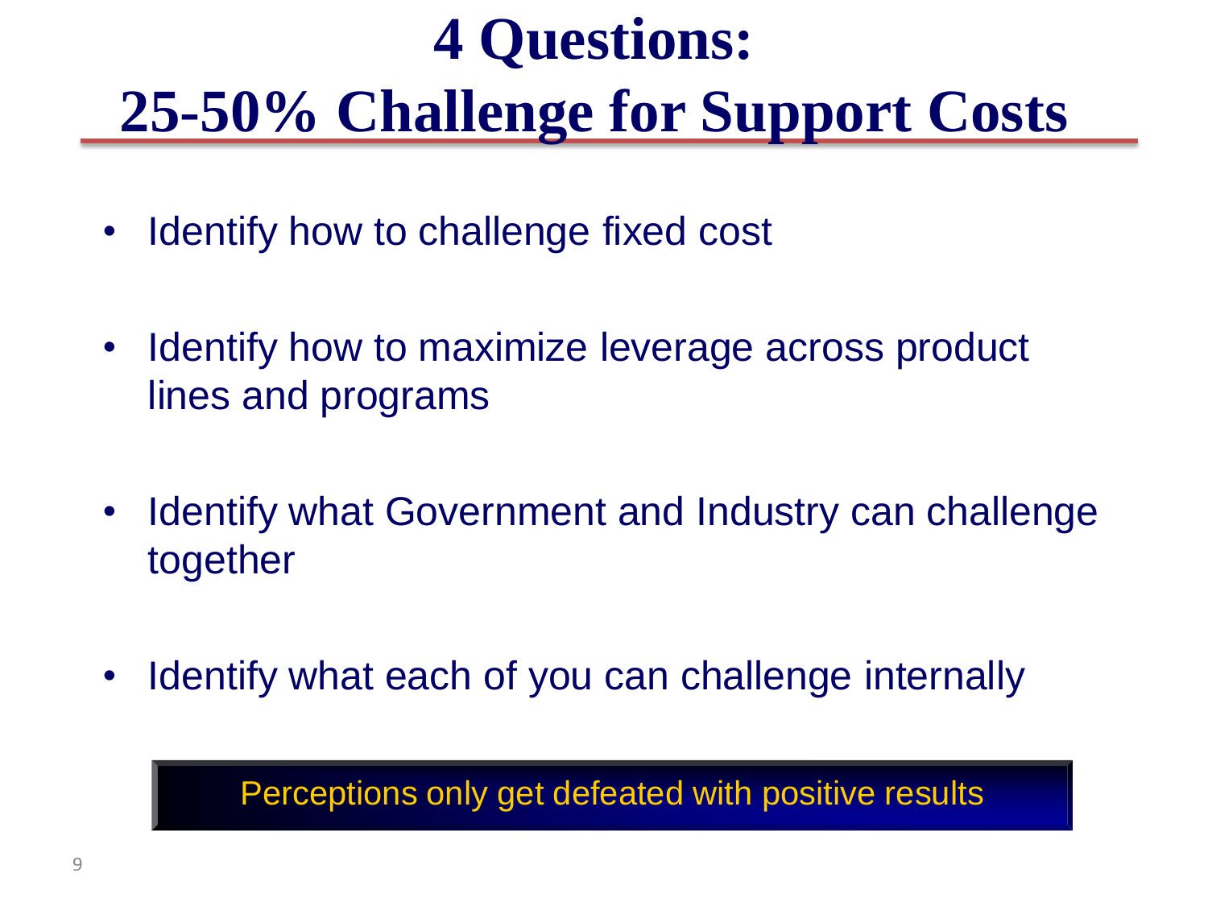# 4 Questions:
# 25-50% Challenge for Support Costs

- Identify how to challenge fixed cost
- Identify how to maximize leverage across product lines and programs
- Identify what Government and Industry can challenge together
- Identify what each of you can challenge internally

Perceptions only get defeated with positive results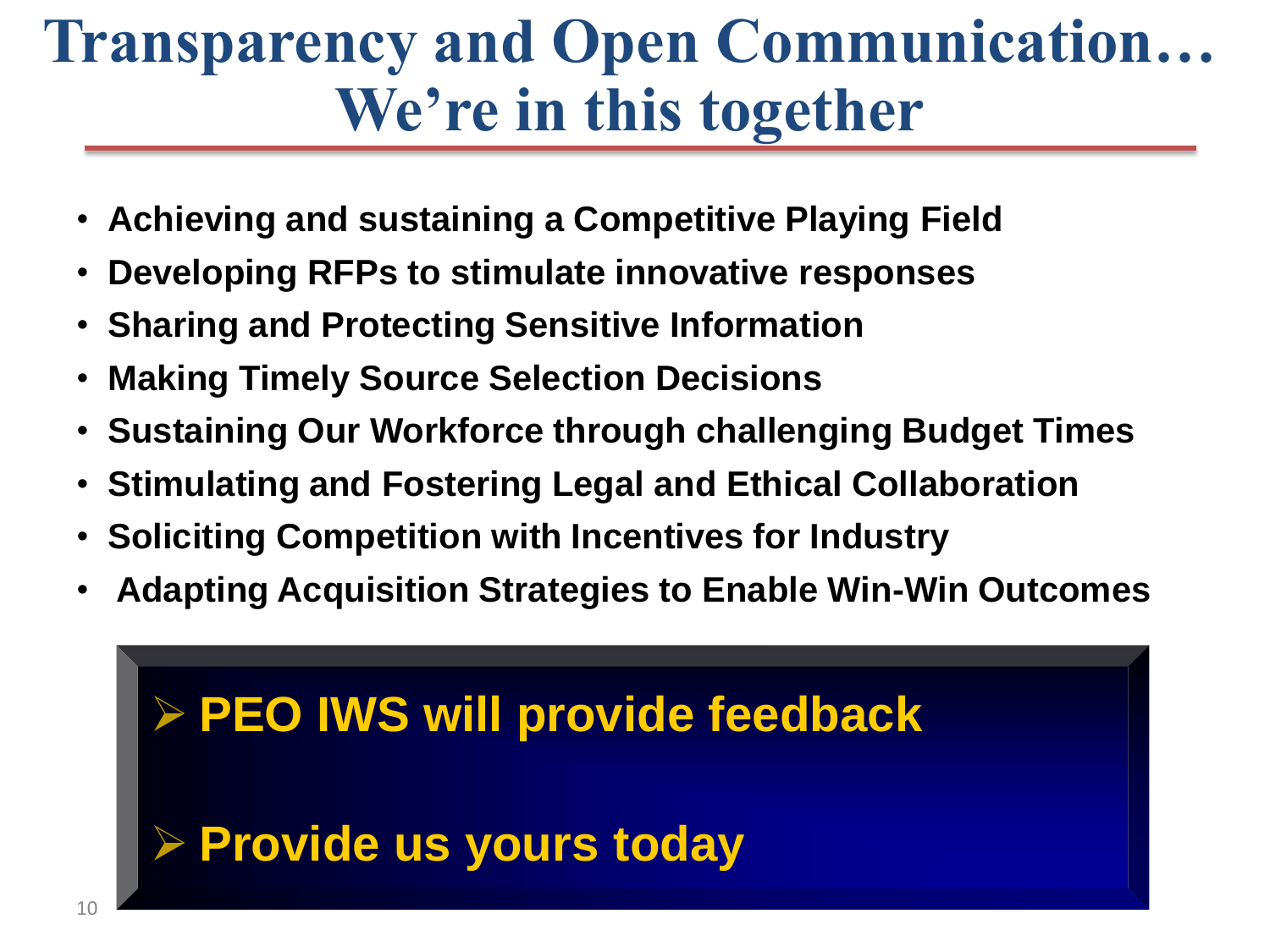# Transparency and Open Communication… We're in this together

- Achieving and sustaining a Competitive Playing Field
- Developing RFPs to stimulate innovative responses
- Sharing and Protecting Sensitive Information
- Making Timely Source Selection Decisions
- Sustaining Our Workforce through challenging Budget Times
- Stimulating and Fostering Legal and Ethical Collaboration
- Soliciting Competition with Incentives for Industry
- Adapting Acquisition Strategies to Enable Win-Win Outcomes

> - **PEO IWS will provide feedback**
> - **Provide us yours today**